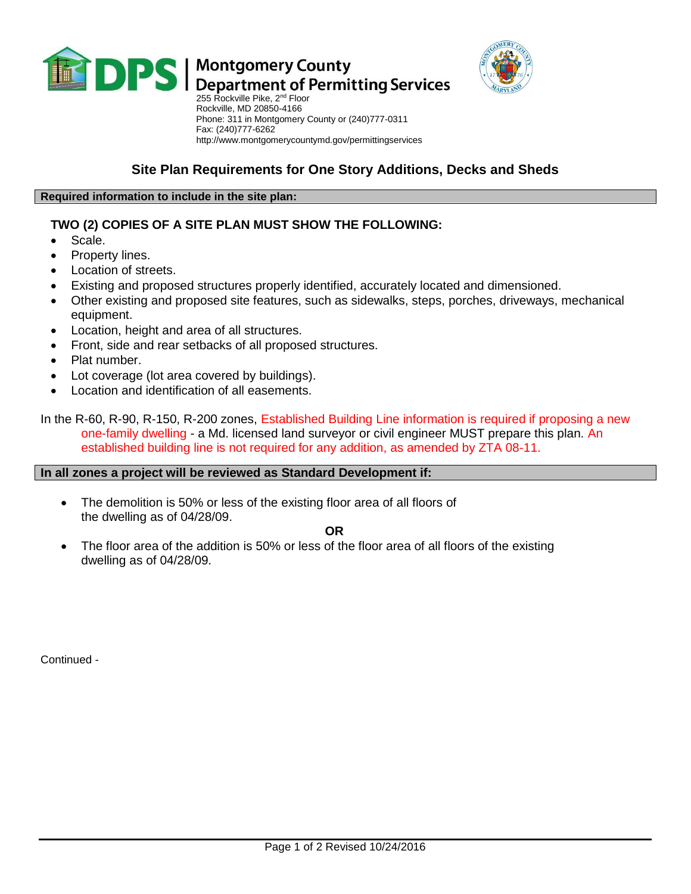**DPS | Montgomery County Department of Permitting Services**

255 Rockville Pike, 2nd Floor
Rockville, MD 20850-4166
Phone: 311 in Montgomery County or (240)777-0311
Fax: (240)777-6262
http://www.montgomerycountymd.gov/permittingservices

# Site Plan Requirements for One Story Additions, Decks and Sheds

## Required information to include in the site plan:

**TWO (2) COPIES OF A SITE PLAN MUST SHOW THE FOLLOWING:**

- Scale.
- Property lines.
- Location of streets.
- Existing and proposed structures properly identified, accurately located and dimensioned.
- Other existing and proposed site features, such as sidewalks, steps, porches, driveways, mechanical equipment.
- Location, height and area of all structures.
- Front, side and rear setbacks of all proposed structures.
- Plat number.
- Lot coverage (lot area covered by buildings).
- Location and identification of all easements.

In the R-60, R-90, R-150, R-200 zones, Established Building Line information is required if proposing a new one-family dwelling - a Md. licensed land surveyor or civil engineer MUST prepare this plan. An established building line is not required for any addition, as amended by ZTA 08-11.

## In all zones a project will be reviewed as Standard Development if:

- The demolition is 50% or less of the existing floor area of all floors of the dwelling as of 04/28/09.

**OR**

- The floor area of the addition is 50% or less of the floor area of all floors of the existing dwelling as of 04/28/09.

Continued -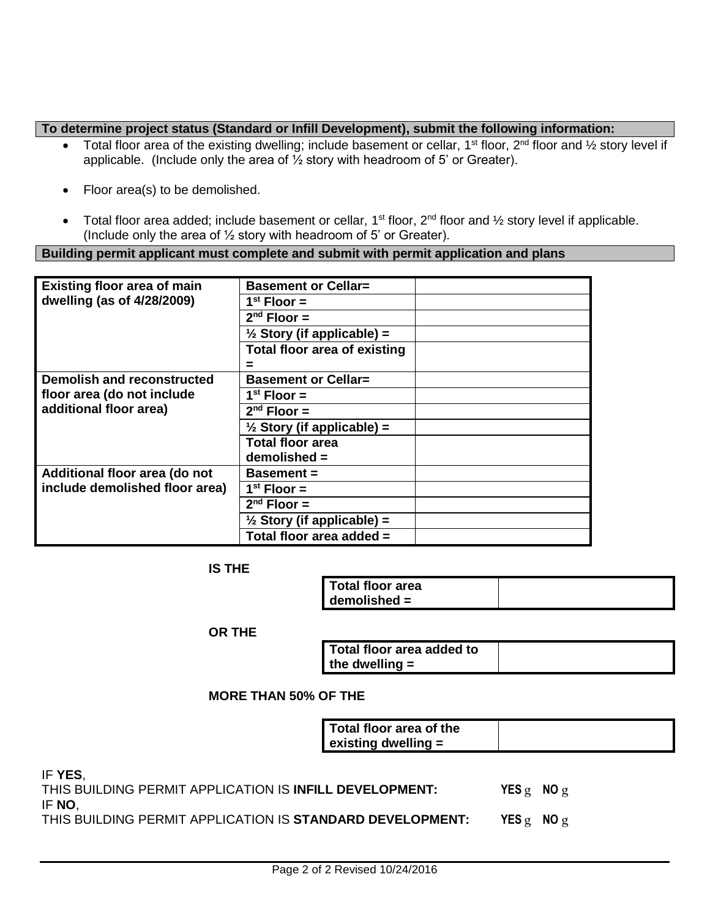**To determine project status (Standard or Infill Development), submit the following information:**

- Total floor area of the existing dwelling; include basement or cellar, 1st floor, 2nd floor and ½ story level if applicable. (Include only the area of ½ story with headroom of 5' or Greater).
- Floor area(s) to be demolished.
- Total floor area added; include basement or cellar, 1st floor, 2nd floor and ½ story level if applicable. (Include only the area of ½ story with headroom of 5' or Greater).

**Building permit applicant must complete and submit with permit application and plans**

| | | |
|---|---|---|
| **Existing floor area of main dwelling (as of 4/28/2009)** | **Basement or Cellar=** | |
| | **1st Floor =** | |
| | **2nd Floor =** | |
| | **½ Story (if applicable) =** | |
| | **Total floor area of existing =** | |
| **Demolish and reconstructed floor area (do not include additional floor area)** | **Basement or Cellar=** | |
| | **1st Floor =** | |
| | **2nd Floor =** | |
| | **½ Story (if applicable) =** | |
| | **Total floor area demolished =** | |
| **Additional floor area (do not include demolished floor area)** | **Basement =** | |
| | **1st Floor =** | |
| | **2nd Floor =** | |
| | **½ Story (if applicable) =** | |
| | **Total floor area added =** | |

**IS THE**

| | |
|---|---|
| **Total floor area demolished =** | |

**OR THE**

| | |
|---|---|
| **Total floor area added to the dwelling =** | |

**MORE THAN 50% OF THE**

| | |
|---|---|
| **Total floor area of the existing dwelling =** | |

IF **YES**,
THIS BUILDING PERMIT APPLICATION IS **INFILL DEVELOPMENT:** **YES** ☐ **NO** ☐
IF **NO**,
THIS BUILDING PERMIT APPLICATION IS **STANDARD DEVELOPMENT:** **YES** ☐ **NO** ☐

Revised 10/24/2016